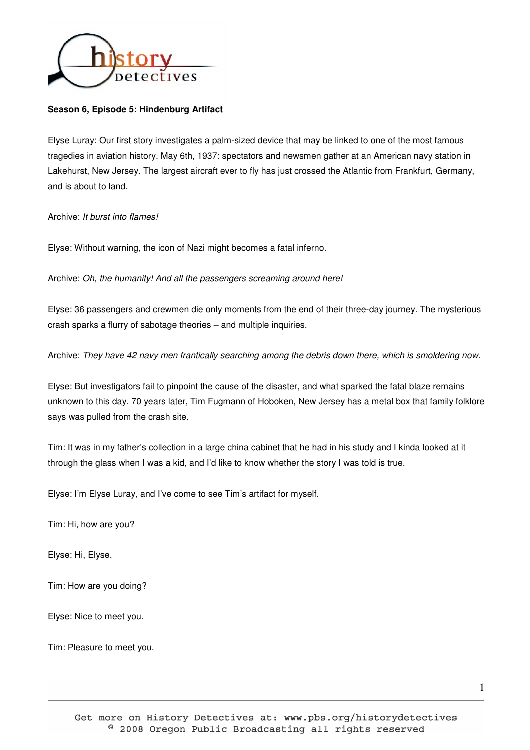**Season 6, Episode 5: Hindenburg Artifact**

Elyse Luray: Our first story investigates a palm-sized device that may be linked to one of the most famous tragedies in aviation history. May 6th, 1937: spectators and newsmen gather at an American navy station in Lakehurst, New Jersey. The largest aircraft ever to fly has just crossed the Atlantic from Frankfurt, Germany, and is about to land.

Archive: *It burst into flames!*

Elyse: Without warning, the icon of Nazi might becomes a fatal inferno.

Archive: *Oh, the humanity! And all the passengers screaming around here!*

Elyse: 36 passengers and crewmen die only moments from the end of their three-day journey. The mysterious crash sparks a flurry of sabotage theories – and multiple inquiries.

Archive: *They have 42 navy men frantically searching among the debris down there, which is smoldering now.*

Elyse: But investigators fail to pinpoint the cause of the disaster, and what sparked the fatal blaze remains unknown to this day. 70 years later, Tim Fugmann of Hoboken, New Jersey has a metal box that family folklore says was pulled from the crash site.

Tim: It was in my father's collection in a large china cabinet that he had in his study and I kinda looked at it through the glass when I was a kid, and I'd like to know whether the story I was told is true.

Elyse: I'm Elyse Luray, and I've come to see Tim's artifact for myself.

Tim: Hi, how are you?

Elyse: Hi, Elyse.

Tim: How are you doing?

Elyse: Nice to meet you.

Tim: Pleasure to meet you.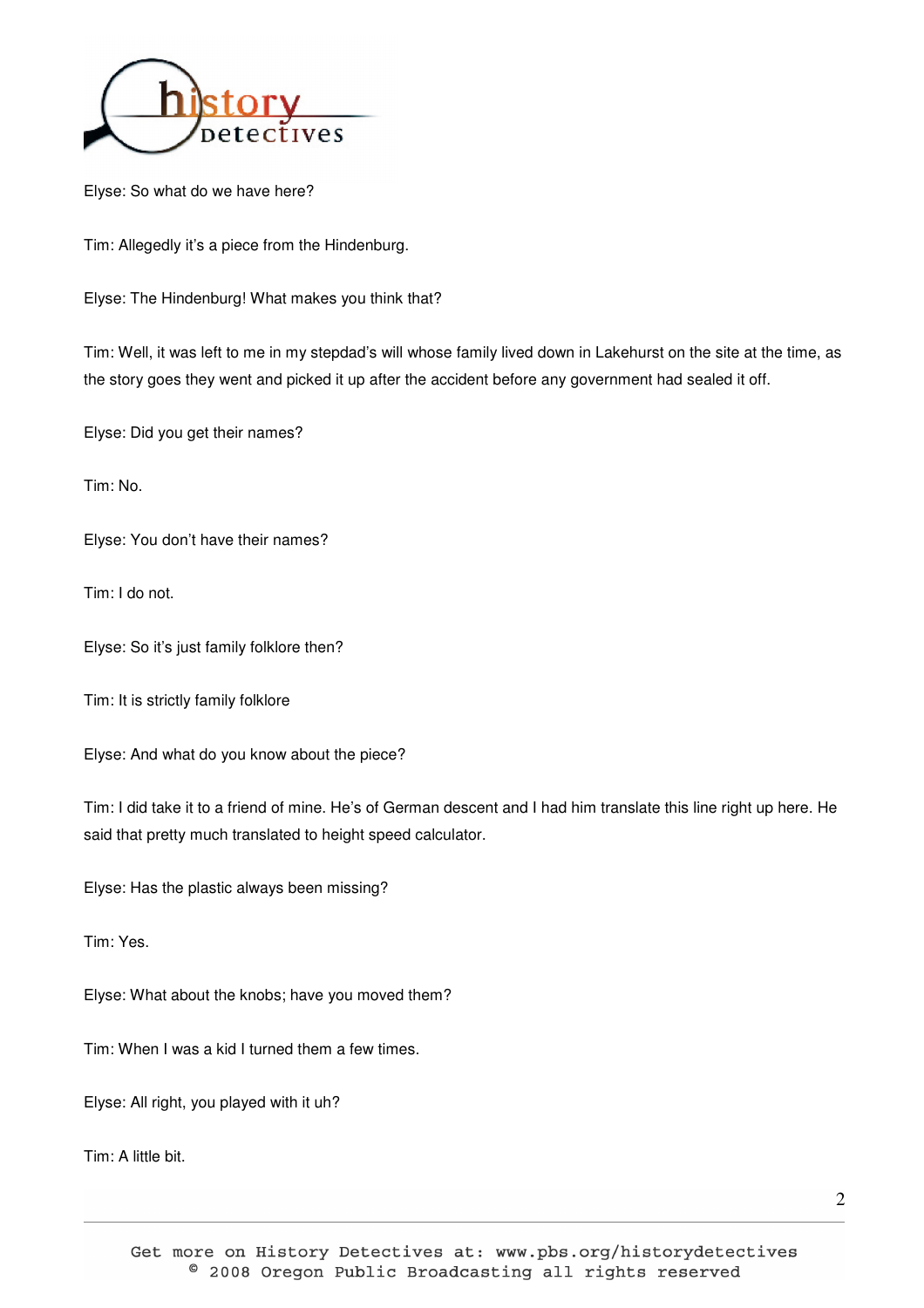Elyse: So what do we have here?

Tim: Allegedly it's a piece from the Hindenburg.

Elyse: The Hindenburg! What makes you think that?

Tim: Well, it was left to me in my stepdad's will whose family lived down in Lakehurst on the site at the time, as the story goes they went and picked it up after the accident before any government had sealed it off.

Elyse: Did you get their names?

Tim: No.

Elyse: You don't have their names?

Tim: I do not.

Elyse: So it's just family folklore then?

Tim: It is strictly family folklore

Elyse: And what do you know about the piece?

Tim: I did take it to a friend of mine. He's of German descent and I had him translate this line right up here. He said that pretty much translated to height speed calculator.

Elyse: Has the plastic always been missing?

Tim: Yes.

Elyse: What about the knobs; have you moved them?

Tim: When I was a kid I turned them a few times.

Elyse: All right, you played with it uh?

Tim: A little bit.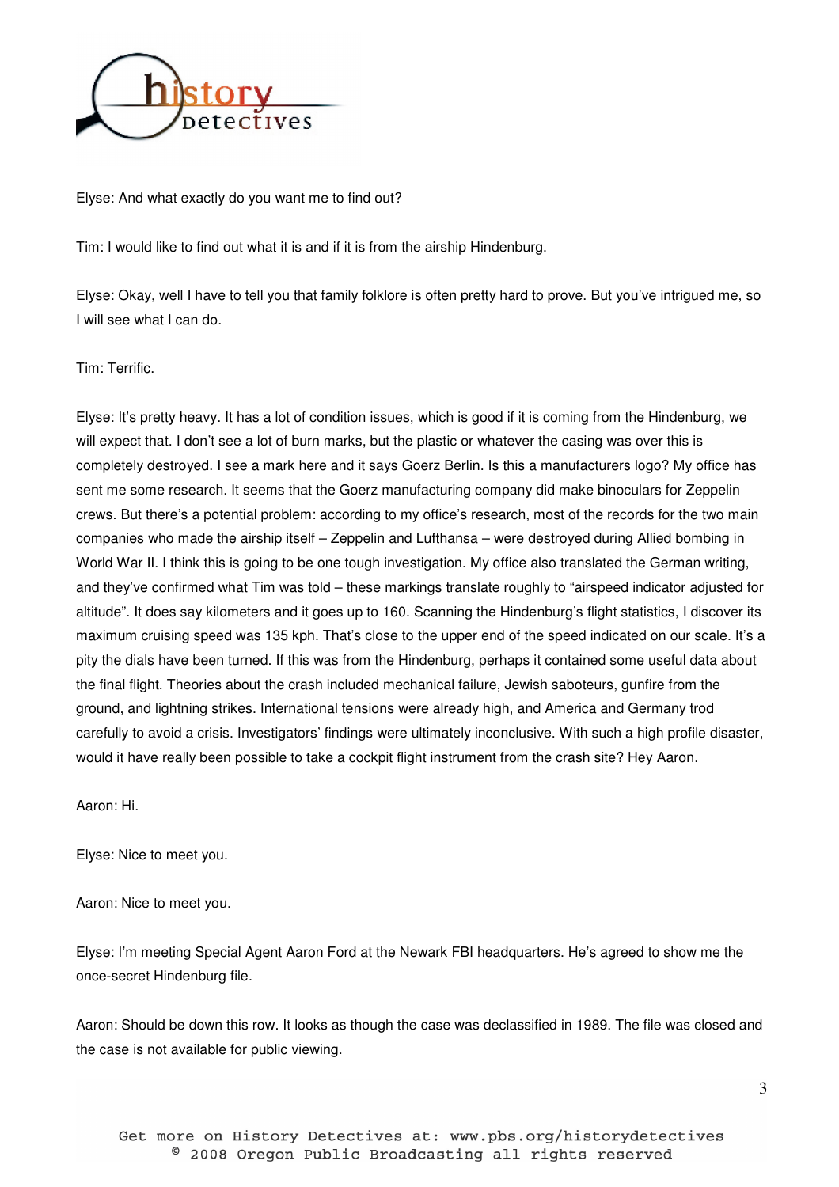Elyse: And what exactly do you want me to find out?

Tim: I would like to find out what it is and if it is from the airship Hindenburg.

Elyse: Okay, well I have to tell you that family folklore is often pretty hard to prove. But you've intrigued me, so I will see what I can do.

Tim: Terrific.

Elyse: It's pretty heavy. It has a lot of condition issues, which is good if it is coming from the Hindenburg, we will expect that. I don't see a lot of burn marks, but the plastic or whatever the casing was over this is completely destroyed. I see a mark here and it says Goerz Berlin. Is this a manufacturers logo? My office has sent me some research. It seems that the Goerz manufacturing company did make binoculars for Zeppelin crews. But there's a potential problem: according to my office's research, most of the records for the two main companies who made the airship itself – Zeppelin and Lufthansa – were destroyed during Allied bombing in World War II. I think this is going to be one tough investigation. My office also translated the German writing, and they've confirmed what Tim was told – these markings translate roughly to "airspeed indicator adjusted for altitude". It does say kilometers and it goes up to 160. Scanning the Hindenburg's flight statistics, I discover its maximum cruising speed was 135 kph. That's close to the upper end of the speed indicated on our scale. It's a pity the dials have been turned. If this was from the Hindenburg, perhaps it contained some useful data about the final flight. Theories about the crash included mechanical failure, Jewish saboteurs, gunfire from the ground, and lightning strikes. International tensions were already high, and America and Germany trod carefully to avoid a crisis. Investigators' findings were ultimately inconclusive. With such a high profile disaster, would it have really been possible to take a cockpit flight instrument from the crash site? Hey Aaron.

Aaron: Hi.

Elyse: Nice to meet you.

Aaron: Nice to meet you.

Elyse: I'm meeting Special Agent Aaron Ford at the Newark FBI headquarters. He's agreed to show me the once-secret Hindenburg file.

Aaron: Should be down this row. It looks as though the case was declassified in 1989. The file was closed and the case is not available for public viewing.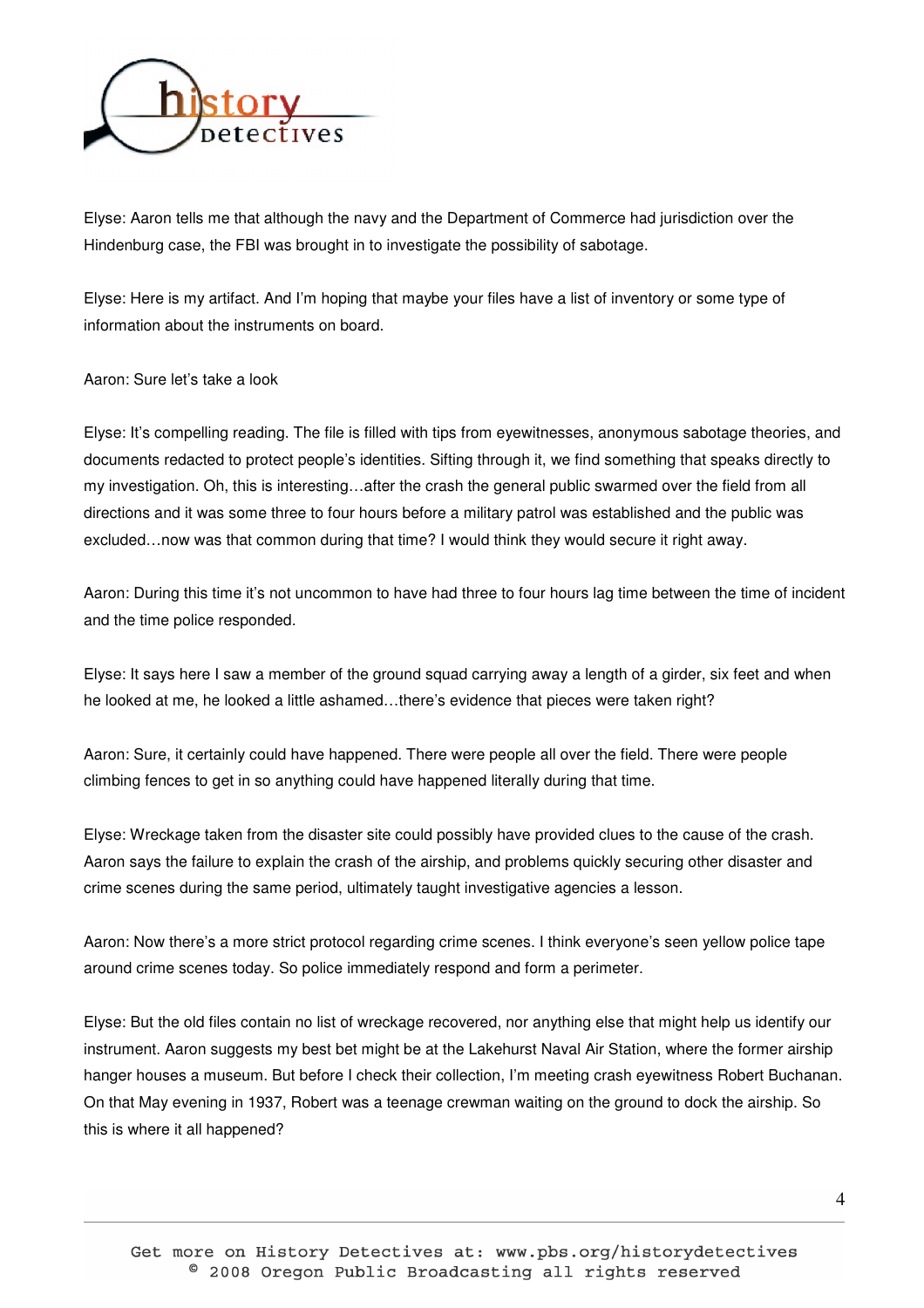Elyse: Aaron tells me that although the navy and the Department of Commerce had jurisdiction over the Hindenburg case, the FBI was brought in to investigate the possibility of sabotage.

Elyse: Here is my artifact. And I'm hoping that maybe your files have a list of inventory or some type of information about the instruments on board.

Aaron: Sure let's take a look

Elyse: It's compelling reading. The file is filled with tips from eyewitnesses, anonymous sabotage theories, and documents redacted to protect people's identities. Sifting through it, we find something that speaks directly to my investigation. Oh, this is interesting…after the crash the general public swarmed over the field from all directions and it was some three to four hours before a military patrol was established and the public was excluded…now was that common during that time? I would think they would secure it right away.

Aaron: During this time it's not uncommon to have had three to four hours lag time between the time of incident and the time police responded.

Elyse: It says here I saw a member of the ground squad carrying away a length of a girder, six feet and when he looked at me, he looked a little ashamed…there's evidence that pieces were taken right?

Aaron: Sure, it certainly could have happened. There were people all over the field. There were people climbing fences to get in so anything could have happened literally during that time.

Elyse: Wreckage taken from the disaster site could possibly have provided clues to the cause of the crash. Aaron says the failure to explain the crash of the airship, and problems quickly securing other disaster and crime scenes during the same period, ultimately taught investigative agencies a lesson.

Aaron: Now there's a more strict protocol regarding crime scenes. I think everyone's seen yellow police tape around crime scenes today. So police immediately respond and form a perimeter.

Elyse: But the old files contain no list of wreckage recovered, nor anything else that might help us identify our instrument. Aaron suggests my best bet might be at the Lakehurst Naval Air Station, where the former airship hanger houses a museum. But before I check their collection, I'm meeting crash eyewitness Robert Buchanan. On that May evening in 1937, Robert was a teenage crewman waiting on the ground to dock the airship. So this is where it all happened?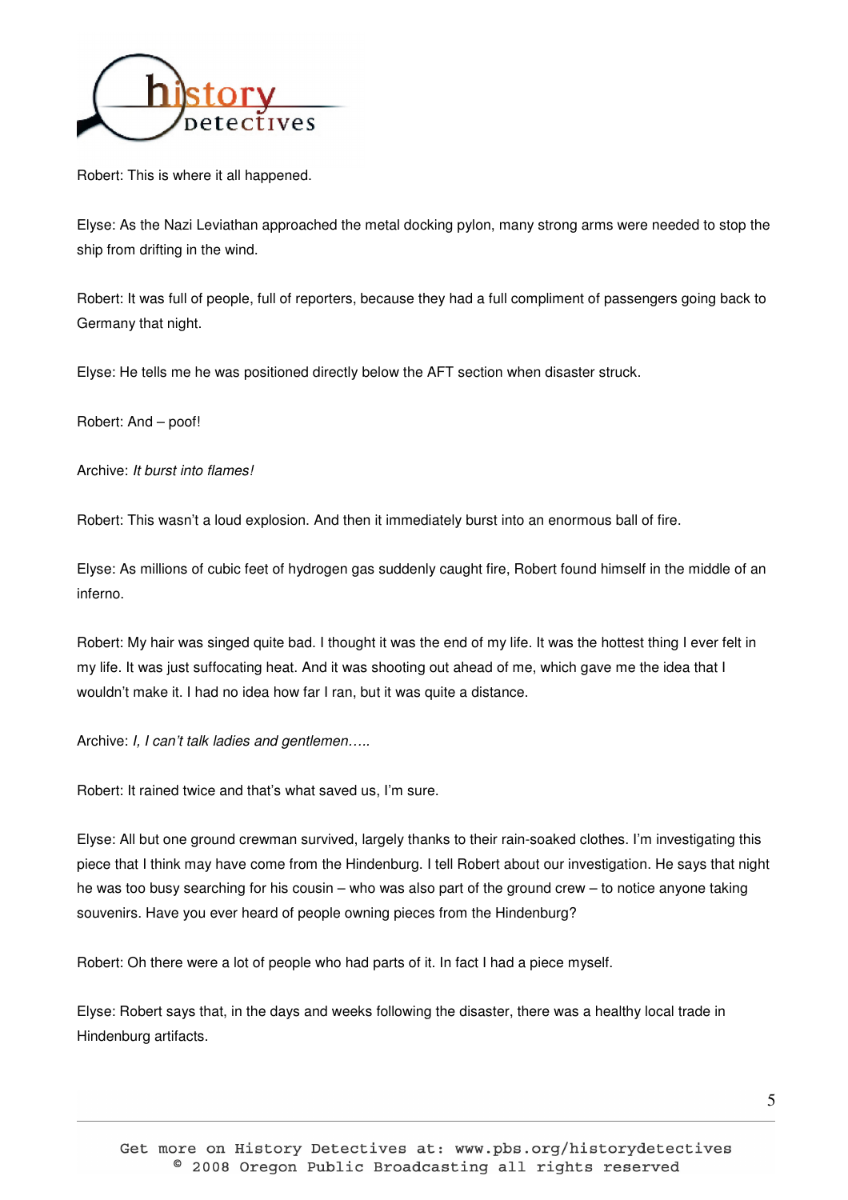Robert: This is where it all happened.

Elyse: As the Nazi Leviathan approached the metal docking pylon, many strong arms were needed to stop the ship from drifting in the wind.

Robert: It was full of people, full of reporters, because they had a full compliment of passengers going back to Germany that night.

Elyse: He tells me he was positioned directly below the AFT section when disaster struck.

Robert: And – poof!

Archive: *It burst into flames!*

Robert: This wasn't a loud explosion. And then it immediately burst into an enormous ball of fire.

Elyse: As millions of cubic feet of hydrogen gas suddenly caught fire, Robert found himself in the middle of an inferno.

Robert: My hair was singed quite bad. I thought it was the end of my life. It was the hottest thing I ever felt in my life. It was just suffocating heat. And it was shooting out ahead of me, which gave me the idea that I wouldn't make it. I had no idea how far I ran, but it was quite a distance.

Archive: *I, I can't talk ladies and gentlemen…..*

Robert: It rained twice and that's what saved us, I'm sure.

Elyse: All but one ground crewman survived, largely thanks to their rain-soaked clothes. I'm investigating this piece that I think may have come from the Hindenburg. I tell Robert about our investigation. He says that night he was too busy searching for his cousin – who was also part of the ground crew – to notice anyone taking souvenirs. Have you ever heard of people owning pieces from the Hindenburg?

Robert: Oh there were a lot of people who had parts of it. In fact I had a piece myself.

Elyse: Robert says that, in the days and weeks following the disaster, there was a healthy local trade in Hindenburg artifacts.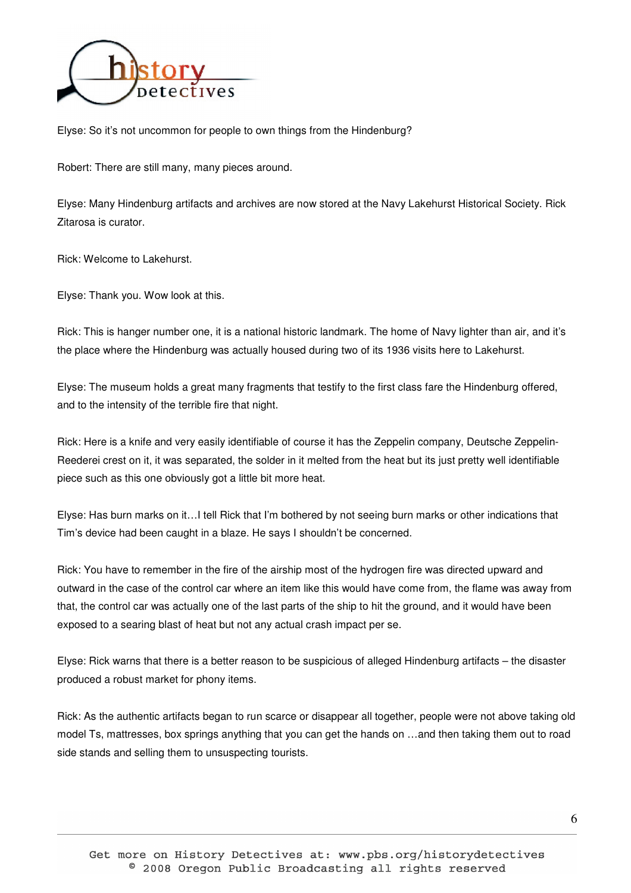Elyse: So it's not uncommon for people to own things from the Hindenburg?

Robert: There are still many, many pieces around.

Elyse: Many Hindenburg artifacts and archives are now stored at the Navy Lakehurst Historical Society. Rick Zitarosa is curator.

Rick: Welcome to Lakehurst.

Elyse: Thank you. Wow look at this.

Rick: This is hanger number one, it is a national historic landmark. The home of Navy lighter than air, and it's the place where the Hindenburg was actually housed during two of its 1936 visits here to Lakehurst.

Elyse: The museum holds a great many fragments that testify to the first class fare the Hindenburg offered, and to the intensity of the terrible fire that night.

Rick: Here is a knife and very easily identifiable of course it has the Zeppelin company, Deutsche Zeppelin-Reederei crest on it, it was separated, the solder in it melted from the heat but its just pretty well identifiable piece such as this one obviously got a little bit more heat.

Elyse: Has burn marks on it…I tell Rick that I'm bothered by not seeing burn marks or other indications that Tim's device had been caught in a blaze. He says I shouldn't be concerned.

Rick: You have to remember in the fire of the airship most of the hydrogen fire was directed upward and outward in the case of the control car where an item like this would have come from, the flame was away from that, the control car was actually one of the last parts of the ship to hit the ground, and it would have been exposed to a searing blast of heat but not any actual crash impact per se.

Elyse: Rick warns that there is a better reason to be suspicious of alleged Hindenburg artifacts – the disaster produced a robust market for phony items.

Rick: As the authentic artifacts began to run scarce or disappear all together, people were not above taking old model Ts, mattresses, box springs anything that you can get the hands on …and then taking them out to road side stands and selling them to unsuspecting tourists.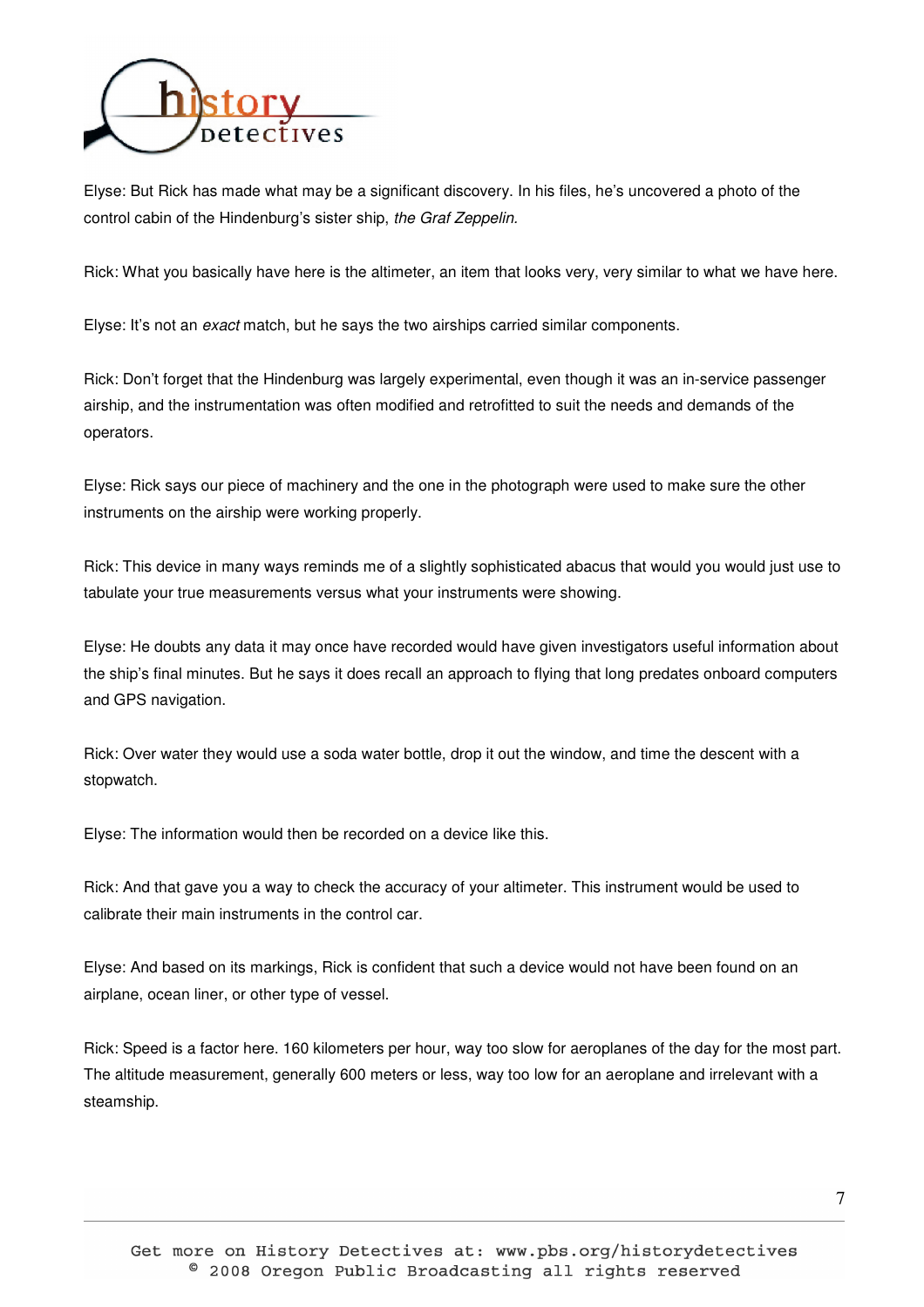Elyse: But Rick has made what may be a significant discovery. In his files, he's uncovered a photo of the control cabin of the Hindenburg's sister ship, *the Graf Zeppelin.*

Rick: What you basically have here is the altimeter, an item that looks very, very similar to what we have here.

Elyse: It's not an *exact* match, but he says the two airships carried similar components.

Rick: Don't forget that the Hindenburg was largely experimental, even though it was an in-service passenger airship, and the instrumentation was often modified and retrofitted to suit the needs and demands of the operators.

Elyse: Rick says our piece of machinery and the one in the photograph were used to make sure the other instruments on the airship were working properly.

Rick: This device in many ways reminds me of a slightly sophisticated abacus that would you would just use to tabulate your true measurements versus what your instruments were showing.

Elyse: He doubts any data it may once have recorded would have given investigators useful information about the ship's final minutes. But he says it does recall an approach to flying that long predates onboard computers and GPS navigation.

Rick: Over water they would use a soda water bottle, drop it out the window, and time the descent with a stopwatch.

Elyse: The information would then be recorded on a device like this.

Rick: And that gave you a way to check the accuracy of your altimeter. This instrument would be used to calibrate their main instruments in the control car.

Elyse: And based on its markings, Rick is confident that such a device would not have been found on an airplane, ocean liner, or other type of vessel.

Rick: Speed is a factor here. 160 kilometers per hour, way too slow for aeroplanes of the day for the most part. The altitude measurement, generally 600 meters or less, way too low for an aeroplane and irrelevant with a steamship.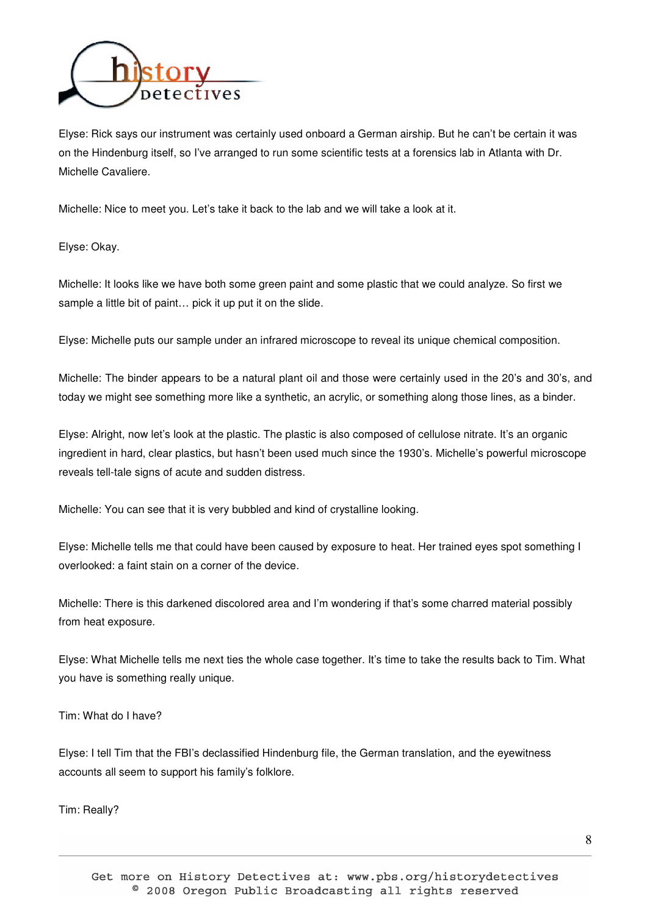Elyse: Rick says our instrument was certainly used onboard a German airship. But he can't be certain it was on the Hindenburg itself, so I've arranged to run some scientific tests at a forensics lab in Atlanta with Dr. Michelle Cavaliere.

Michelle: Nice to meet you. Let's take it back to the lab and we will take a look at it.

Elyse: Okay.

Michelle: It looks like we have both some green paint and some plastic that we could analyze. So first we sample a little bit of paint… pick it up put it on the slide.

Elyse: Michelle puts our sample under an infrared microscope to reveal its unique chemical composition.

Michelle: The binder appears to be a natural plant oil and those were certainly used in the 20's and 30's, and today we might see something more like a synthetic, an acrylic, or something along those lines, as a binder.

Elyse: Alright, now let's look at the plastic. The plastic is also composed of cellulose nitrate. It's an organic ingredient in hard, clear plastics, but hasn't been used much since the 1930's. Michelle's powerful microscope reveals tell-tale signs of acute and sudden distress.

Michelle: You can see that it is very bubbled and kind of crystalline looking.

Elyse: Michelle tells me that could have been caused by exposure to heat. Her trained eyes spot something I overlooked: a faint stain on a corner of the device.

Michelle: There is this darkened discolored area and I'm wondering if that's some charred material possibly from heat exposure.

Elyse: What Michelle tells me next ties the whole case together. It's time to take the results back to Tim. What you have is something really unique.

Tim: What do I have?

Elyse: I tell Tim that the FBI's declassified Hindenburg file, the German translation, and the eyewitness accounts all seem to support his family's folklore.

Tim: Really?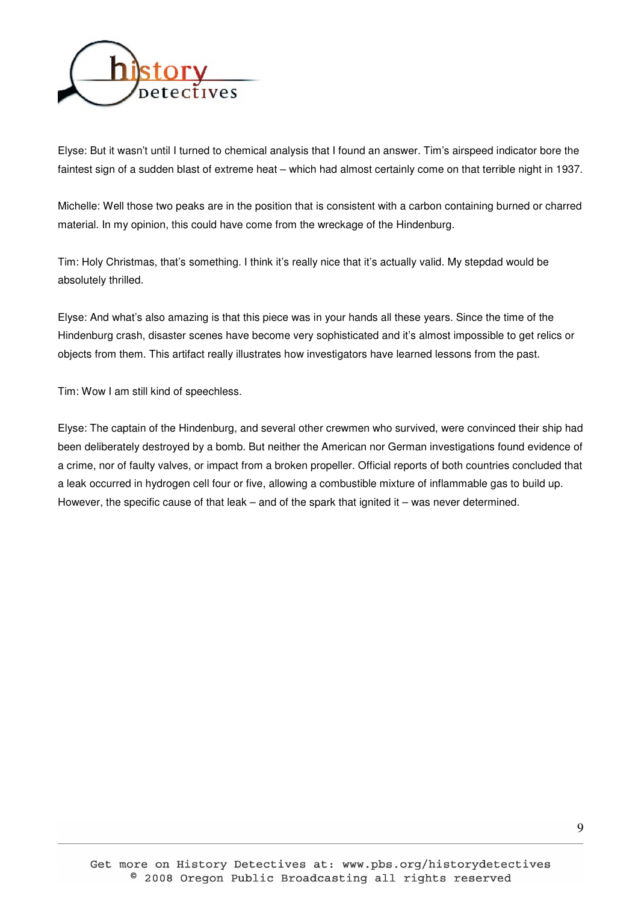Elyse: But it wasn't until I turned to chemical analysis that I found an answer. Tim's airspeed indicator bore the faintest sign of a sudden blast of extreme heat – which had almost certainly come on that terrible night in 1937.

Michelle: Well those two peaks are in the position that is consistent with a carbon containing burned or charred material. In my opinion, this could have come from the wreckage of the Hindenburg.

Tim: Holy Christmas, that's something. I think it's really nice that it's actually valid. My stepdad would be absolutely thrilled.

Elyse: And what's also amazing is that this piece was in your hands all these years. Since the time of the Hindenburg crash, disaster scenes have become very sophisticated and it's almost impossible to get relics or objects from them. This artifact really illustrates how investigators have learned lessons from the past.

Tim: Wow I am still kind of speechless.

Elyse: The captain of the Hindenburg, and several other crewmen who survived, were convinced their ship had been deliberately destroyed by a bomb. But neither the American nor German investigations found evidence of a crime, nor of faulty valves, or impact from a broken propeller. Official reports of both countries concluded that a leak occurred in hydrogen cell four or five, allowing a combustible mixture of inflammable gas to build up. However, the specific cause of that leak – and of the spark that ignited it – was never determined.